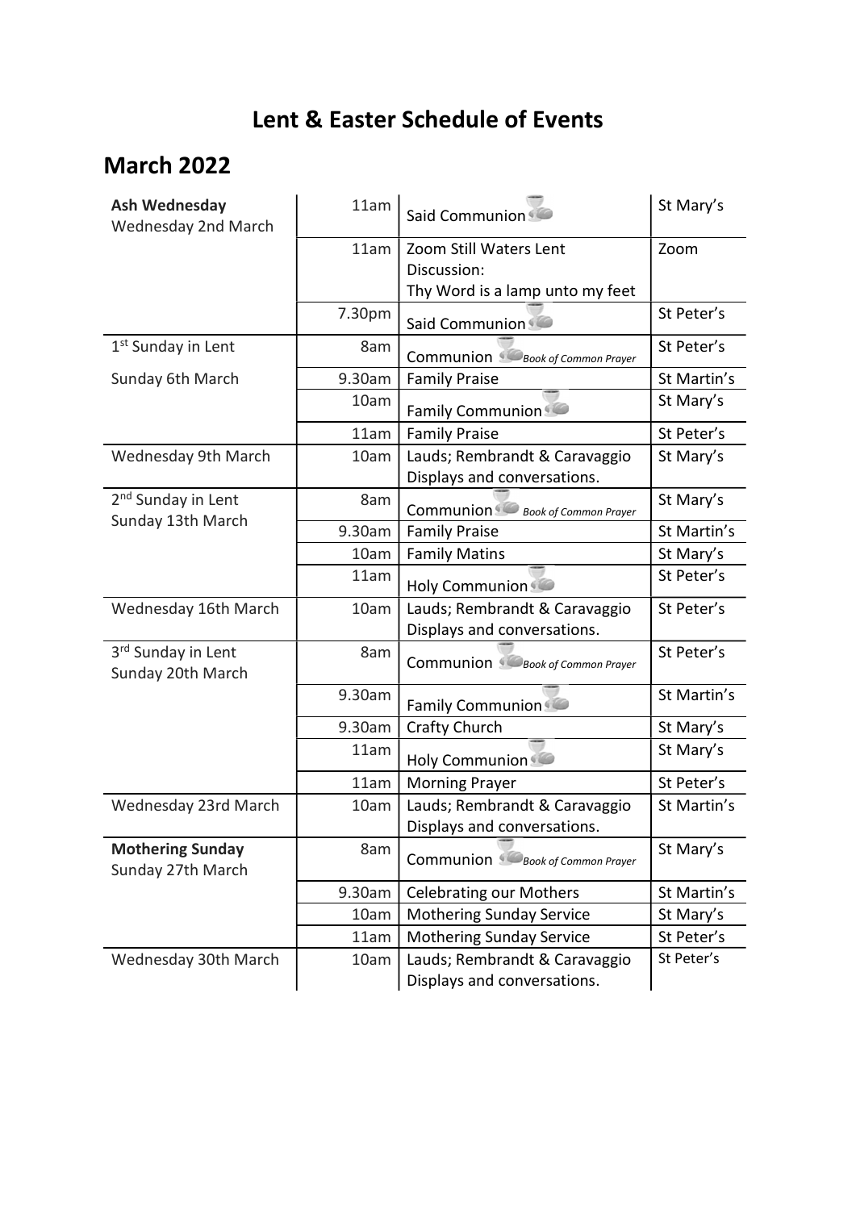# Lent & Easter Schedule of Events

## March 2022

| Day | Time | Event | Location |
|---|---|---|---|
| **Ash Wednesday** Wednesday 2nd March | 11am | Said Communion | St Mary's |
| | 11am | Zoom Still Waters Lent Discussion: Thy Word is a lamp unto my feet | Zoom |
| | 7.30pm | Said Communion | St Peter's |
| 1st Sunday in Lent | 8am | Communion *Book of Common Prayer* | St Peter's |
| Sunday 6th March | 9.30am | Family Praise | St Martin's |
| | 10am | Family Communion | St Mary's |
| | 11am | Family Praise | St Peter's |
| Wednesday 9th March | 10am | Lauds; Rembrandt & Caravaggio Displays and conversations. | St Mary's |
| 2nd Sunday in Lent Sunday 13th March | 8am | Communion *Book of Common Prayer* | St Mary's |
| | 9.30am | Family Praise | St Martin's |
| | 10am | Family Matins | St Mary's |
| | 11am | Holy Communion | St Peter's |
| Wednesday 16th March | 10am | Lauds; Rembrandt & Caravaggio Displays and conversations. | St Peter's |
| 3rd Sunday in Lent Sunday 20th March | 8am | Communion *Book of Common Prayer* | St Peter's |
| | 9.30am | Family Communion | St Martin's |
| | 9.30am | Crafty Church | St Mary's |
| | 11am | Holy Communion | St Mary's |
| | 11am | Morning Prayer | St Peter's |
| Wednesday 23rd March | 10am | Lauds; Rembrandt & Caravaggio Displays and conversations. | St Martin's |
| **Mothering Sunday** Sunday 27th March | 8am | Communion *Book of Common Prayer* | St Mary's |
| | 9.30am | Celebrating our Mothers | St Martin's |
| | 10am | Mothering Sunday Service | St Mary's |
| | 11am | Mothering Sunday Service | St Peter's |
| Wednesday 30th March | 10am | Lauds; Rembrandt & Caravaggio Displays and conversations. | St Peter's |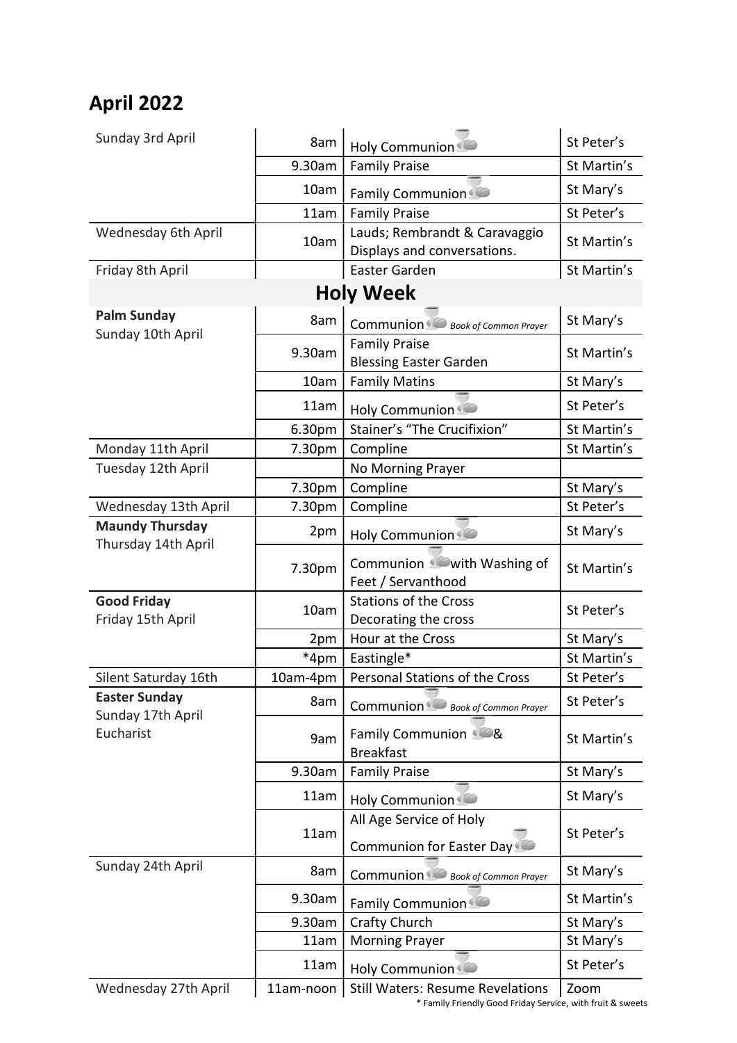## April 2022

| | | | |
|---|---|---|---|
| Sunday 3rd April | 8am | Holy Communion | St Peter's |
| | 9.30am | Family Praise | St Martin's |
| | 10am | Family Communion | St Mary's |
| | 11am | Family Praise | St Peter's |
| Wednesday 6th April | 10am | Lauds; Rembrandt & Caravaggio Displays and conversations. | St Martin's |
| Friday 8th April | | Easter Garden | St Martin's |
| **Holy Week** | | | |
| **Palm Sunday** Sunday 10th April | 8am | Communion *Book of Common Prayer* | St Mary's |
| | 9.30am | Family Praise Blessing Easter Garden | St Martin's |
| | 10am | Family Matins | St Mary's |
| | 11am | Holy Communion | St Peter's |
| | 6.30pm | Stainer's "The Crucifixion" | St Martin's |
| Monday 11th April | 7.30pm | Compline | St Martin's |
| Tuesday 12th April | | No Morning Prayer | |
| | 7.30pm | Compline | St Mary's |
| Wednesday 13th April | 7.30pm | Compline | St Peter's |
| **Maundy Thursday** Thursday 14th April | 2pm | Holy Communion | St Mary's |
| | 7.30pm | Communion with Washing of Feet / Servanthood | St Martin's |
| **Good Friday** Friday 15th April | 10am | Stations of the Cross Decorating the cross | St Peter's |
| | 2pm | Hour at the Cross | St Mary's |
| | *4pm | Eastingle* | St Martin's |
| Silent Saturday 16th | 10am-4pm | Personal Stations of the Cross | St Peter's |
| **Easter Sunday** Sunday 17th April Eucharist | 8am | Communion *Book of Common Prayer* | St Peter's |
| | 9am | Family Communion & Breakfast | St Martin's |
| | 9.30am | Family Praise | St Mary's |
| | 11am | Holy Communion | St Mary's |
| | 11am | All Age Service of Holy Communion for Easter Day | St Peter's |
| Sunday 24th April | 8am | Communion *Book of Common Prayer* | St Mary's |
| | 9.30am | Family Communion | St Martin's |
| | 9.30am | Crafty Church | St Mary's |
| | 11am | Morning Prayer | St Mary's |
| | 11am | Holy Communion | St Peter's |
| Wednesday 27th April | 11am-noon | Still Waters: Resume Revelations | Zoom |

\* Family Friendly Good Friday Service, with fruit & sweets